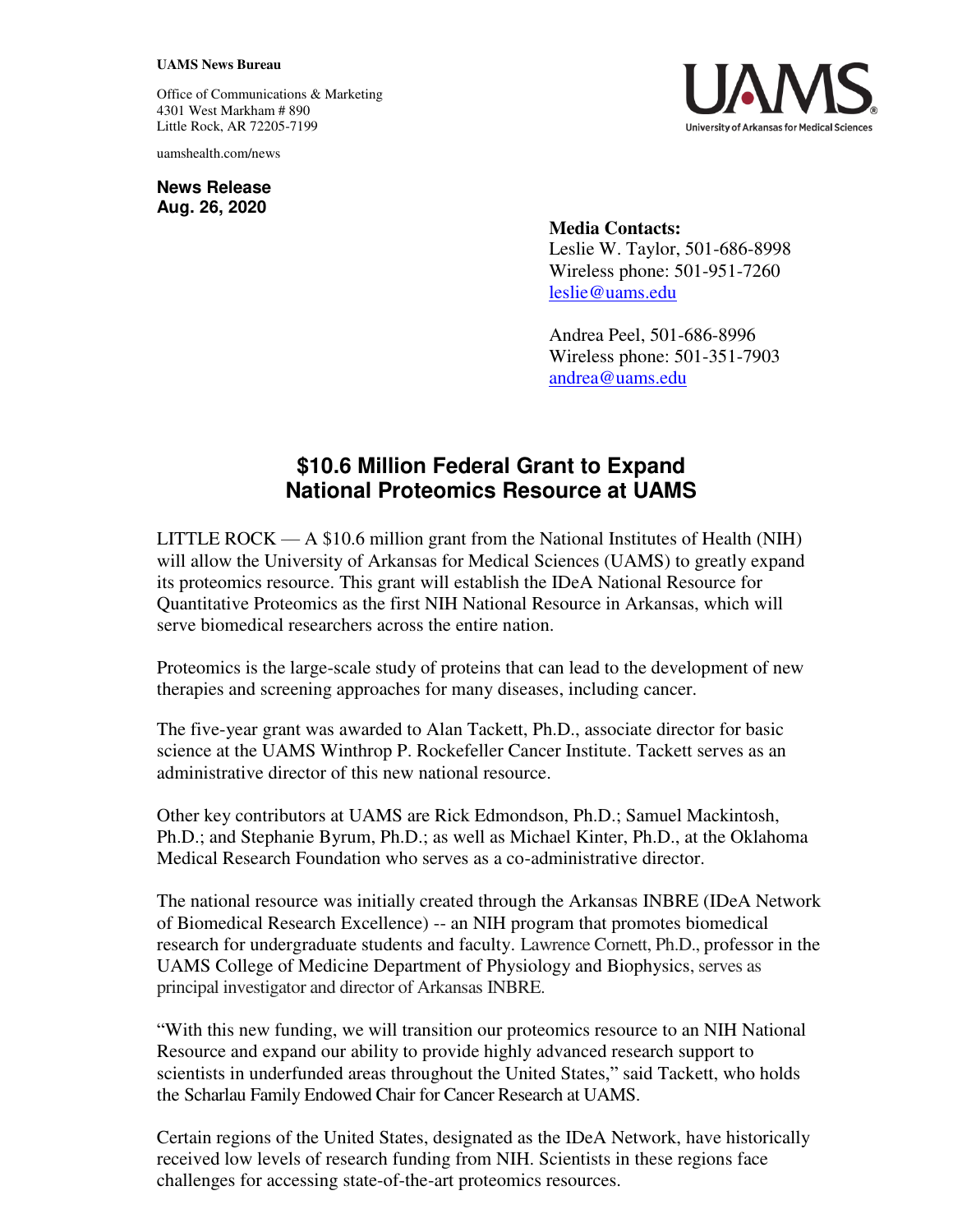**UAMS News Bureau**

Office of Communications & Marketing
4301 West Markham # 890
Little Rock, AR 72205-7199

uamshealth.com/news

**News Release**
**Aug. 26, 2020**

**Media Contacts:**
Leslie W. Taylor, 501-686-8998
Wireless phone: 501-951-7260
leslie@uams.edu

Andrea Peel, 501-686-8996
Wireless phone: 501-351-7903
andrea@uams.edu

# $10.6 Million Federal Grant to Expand National Proteomics Resource at UAMS

LITTLE ROCK — A $10.6 million grant from the National Institutes of Health (NIH) will allow the University of Arkansas for Medical Sciences (UAMS) to greatly expand its proteomics resource. This grant will establish the IDeA National Resource for Quantitative Proteomics as the first NIH National Resource in Arkansas, which will serve biomedical researchers across the entire nation.

Proteomics is the large-scale study of proteins that can lead to the development of new therapies and screening approaches for many diseases, including cancer.

The five-year grant was awarded to Alan Tackett, Ph.D., associate director for basic science at the UAMS Winthrop P. Rockefeller Cancer Institute. Tackett serves as an administrative director of this new national resource.

Other key contributors at UAMS are Rick Edmondson, Ph.D.; Samuel Mackintosh, Ph.D.; and Stephanie Byrum, Ph.D.; as well as Michael Kinter, Ph.D., at the Oklahoma Medical Research Foundation who serves as a co-administrative director.

The national resource was initially created through the Arkansas INBRE (IDeA Network of Biomedical Research Excellence) -- an NIH program that promotes biomedical research for undergraduate students and faculty. Lawrence Cornett, Ph.D., professor in the UAMS College of Medicine Department of Physiology and Biophysics, serves as principal investigator and director of Arkansas INBRE.

"With this new funding, we will transition our proteomics resource to an NIH National Resource and expand our ability to provide highly advanced research support to scientists in underfunded areas throughout the United States," said Tackett, who holds the Scharlau Family Endowed Chair for Cancer Research at UAMS.

Certain regions of the United States, designated as the IDeA Network, have historically received low levels of research funding from NIH. Scientists in these regions face challenges for accessing state-of-the-art proteomics resources.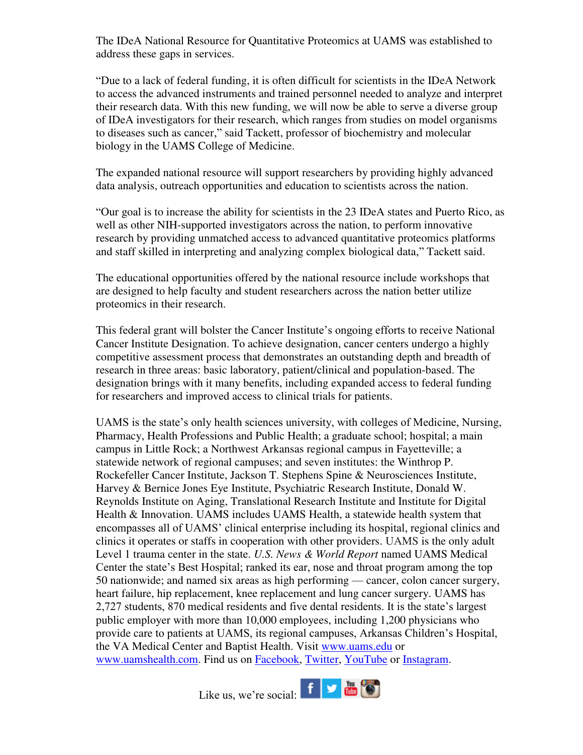The IDeA National Resource for Quantitative Proteomics at UAMS was established to address these gaps in services.

"Due to a lack of federal funding, it is often difficult for scientists in the IDeA Network to access the advanced instruments and trained personnel needed to analyze and interpret their research data. With this new funding, we will now be able to serve a diverse group of IDeA investigators for their research, which ranges from studies on model organisms to diseases such as cancer," said Tackett, professor of biochemistry and molecular biology in the UAMS College of Medicine.

The expanded national resource will support researchers by providing highly advanced data analysis, outreach opportunities and education to scientists across the nation.

"Our goal is to increase the ability for scientists in the 23 IDeA states and Puerto Rico, as well as other NIH-supported investigators across the nation, to perform innovative research by providing unmatched access to advanced quantitative proteomics platforms and staff skilled in interpreting and analyzing complex biological data," Tackett said.

The educational opportunities offered by the national resource include workshops that are designed to help faculty and student researchers across the nation better utilize proteomics in their research.

This federal grant will bolster the Cancer Institute's ongoing efforts to receive National Cancer Institute Designation. To achieve designation, cancer centers undergo a highly competitive assessment process that demonstrates an outstanding depth and breadth of research in three areas: basic laboratory, patient/clinical and population-based. The designation brings with it many benefits, including expanded access to federal funding for researchers and improved access to clinical trials for patients.

UAMS is the state's only health sciences university, with colleges of Medicine, Nursing, Pharmacy, Health Professions and Public Health; a graduate school; hospital; a main campus in Little Rock; a Northwest Arkansas regional campus in Fayetteville; a statewide network of regional campuses; and seven institutes: the Winthrop P. Rockefeller Cancer Institute, Jackson T. Stephens Spine & Neurosciences Institute, Harvey & Bernice Jones Eye Institute, Psychiatric Research Institute, Donald W. Reynolds Institute on Aging, Translational Research Institute and Institute for Digital Health & Innovation. UAMS includes UAMS Health, a statewide health system that encompasses all of UAMS' clinical enterprise including its hospital, regional clinics and clinics it operates or staffs in cooperation with other providers. UAMS is the only adult Level 1 trauma center in the state. *U.S. News & World Report* named UAMS Medical Center the state's Best Hospital; ranked its ear, nose and throat program among the top 50 nationwide; and named six areas as high performing — cancer, colon cancer surgery, heart failure, hip replacement, knee replacement and lung cancer surgery. UAMS has 2,727 students, 870 medical residents and five dental residents. It is the state's largest public employer with more than 10,000 employees, including 1,200 physicians who provide care to patients at UAMS, its regional campuses, Arkansas Children's Hospital, the VA Medical Center and Baptist Health. Visit [www.uams.edu](www.uams.edu) or [www.uamshealth.com](www.uamshealth.com). Find us on Facebook, Twitter, YouTube or Instagram.

Like us, we're social: